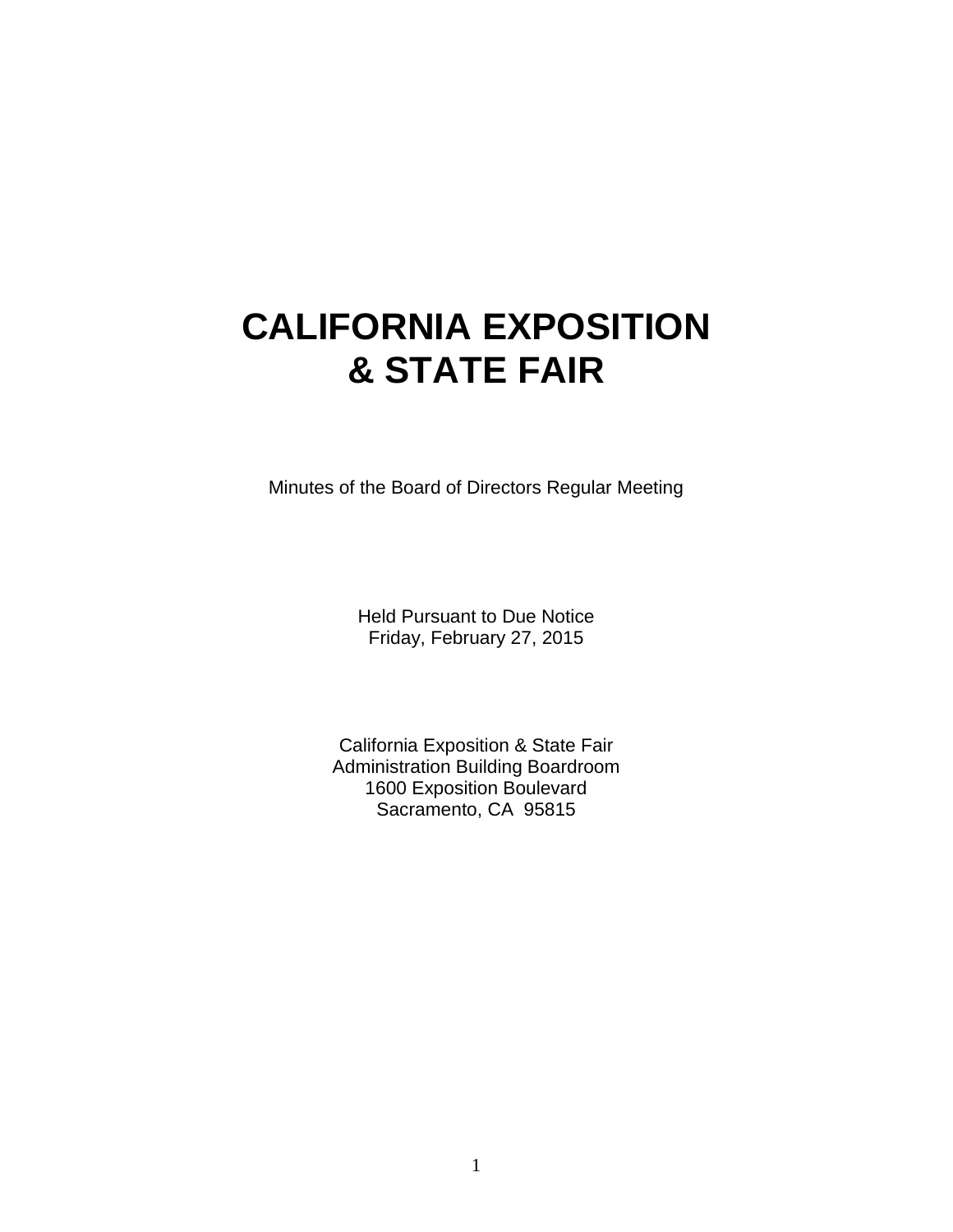# CALIFORNIA EXPOSITION & STATE FAIR

Minutes of the Board of Directors Regular Meeting

Held Pursuant to Due Notice
Friday, February 27, 2015

California Exposition & State Fair
Administration Building Boardroom
1600 Exposition Boulevard
Sacramento, CA 95815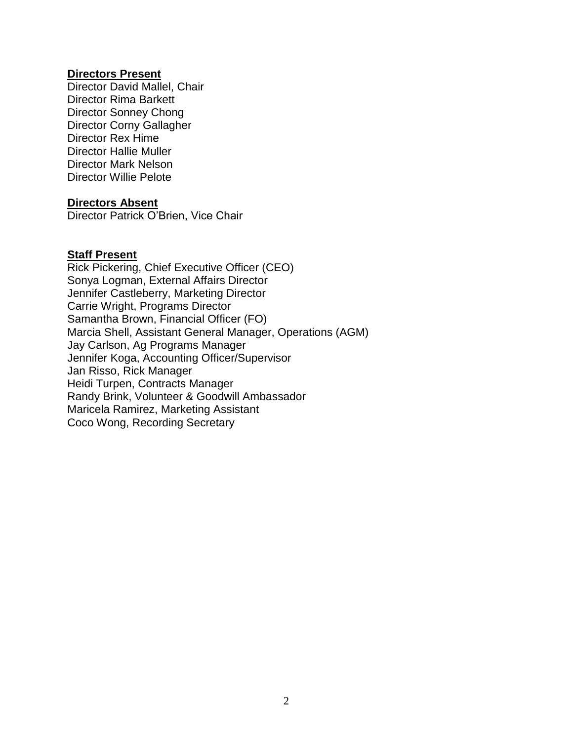**Directors Present**

Director David Mallel, Chair
Director Rima Barkett
Director Sonney Chong
Director Corny Gallagher
Director Rex Hime
Director Hallie Muller
Director Mark Nelson
Director Willie Pelote

**Directors Absent**

Director Patrick O'Brien, Vice Chair

**Staff Present**

Rick Pickering, Chief Executive Officer (CEO)
Sonya Logman, External Affairs Director
Jennifer Castleberry, Marketing Director
Carrie Wright, Programs Director
Samantha Brown, Financial Officer (FO)
Marcia Shell, Assistant General Manager, Operations (AGM)
Jay Carlson, Ag Programs Manager
Jennifer Koga, Accounting Officer/Supervisor
Jan Risso, Rick Manager
Heidi Turpen, Contracts Manager
Randy Brink, Volunteer & Goodwill Ambassador
Maricela Ramirez, Marketing Assistant
Coco Wong, Recording Secretary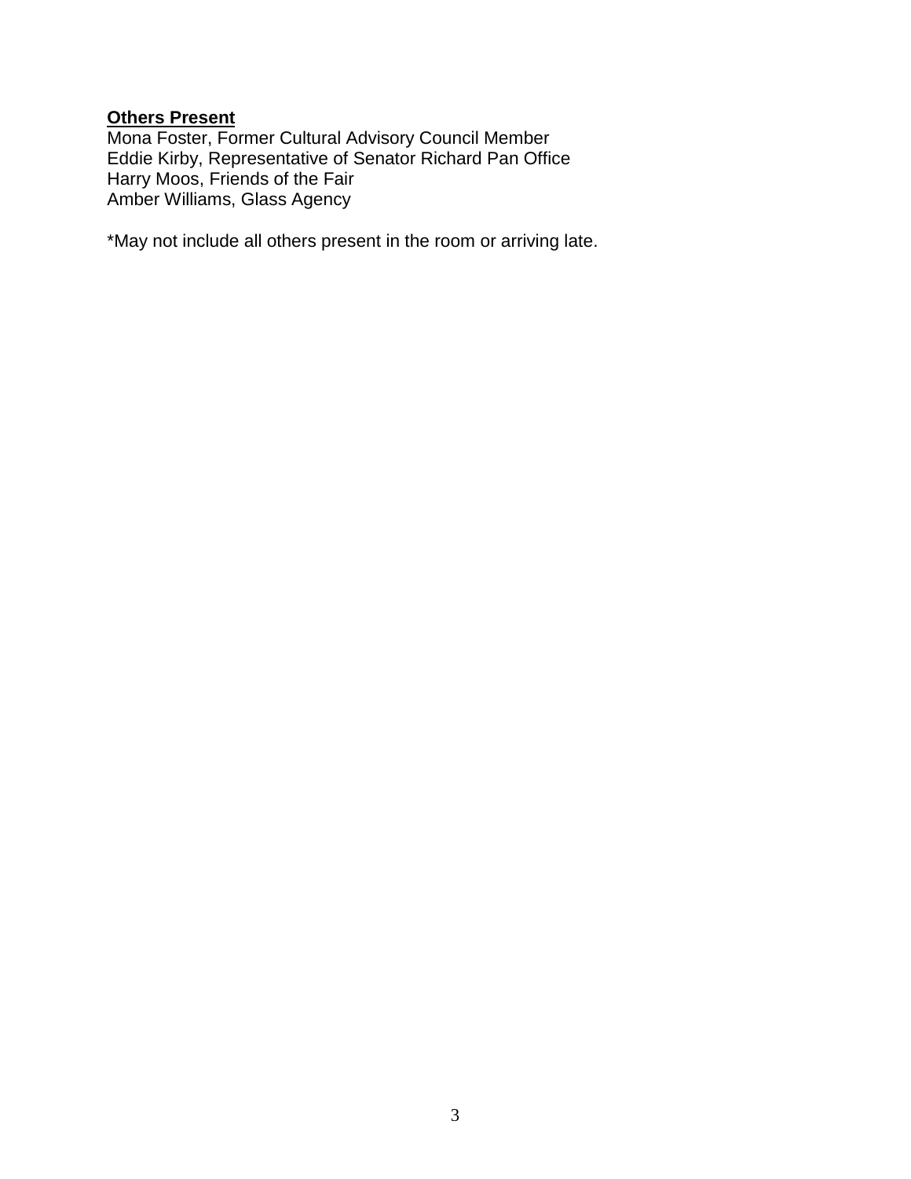**Others Present**

Mona Foster, Former Cultural Advisory Council Member
Eddie Kirby, Representative of Senator Richard Pan Office
Harry Moos, Friends of the Fair
Amber Williams, Glass Agency

*May not include all others present in the room or arriving late.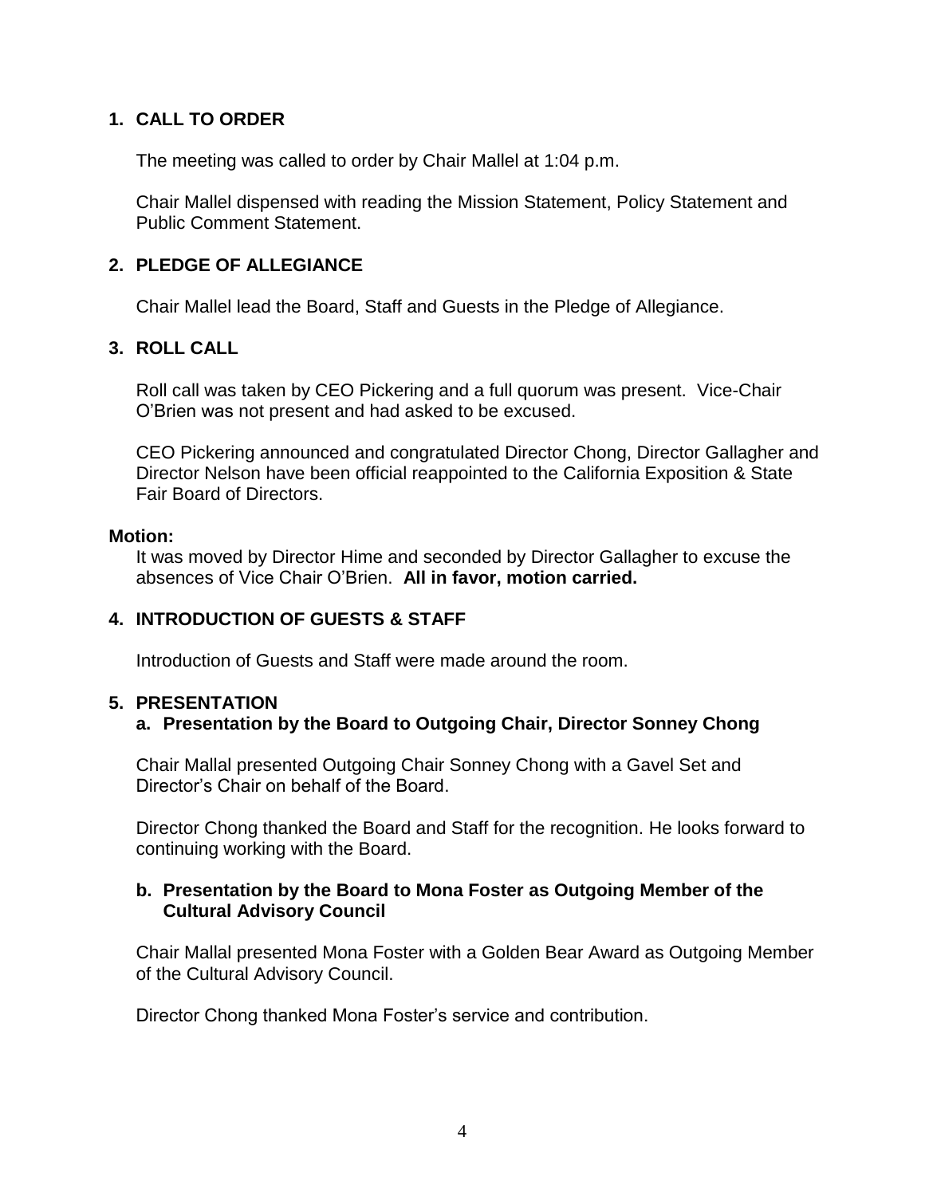## 1. CALL TO ORDER

The meeting was called to order by Chair Mallel at 1:04 p.m.

Chair Mallel dispensed with reading the Mission Statement, Policy Statement and Public Comment Statement.

## 2. PLEDGE OF ALLEGIANCE

Chair Mallel lead the Board, Staff and Guests in the Pledge of Allegiance.

## 3. ROLL CALL

Roll call was taken by CEO Pickering and a full quorum was present. Vice-Chair O'Brien was not present and had asked to be excused.

CEO Pickering announced and congratulated Director Chong, Director Gallagher and Director Nelson have been official reappointed to the California Exposition & State Fair Board of Directors.

**Motion:**

It was moved by Director Hime and seconded by Director Gallagher to excuse the absences of Vice Chair O'Brien. **All in favor, motion carried.**

## 4. INTRODUCTION OF GUESTS & STAFF

Introduction of Guests and Staff were made around the room.

## 5. PRESENTATION

### a. Presentation by the Board to Outgoing Chair, Director Sonney Chong

Chair Mallal presented Outgoing Chair Sonney Chong with a Gavel Set and Director's Chair on behalf of the Board.

Director Chong thanked the Board and Staff for the recognition. He looks forward to continuing working with the Board.

### b. Presentation by the Board to Mona Foster as Outgoing Member of the Cultural Advisory Council

Chair Mallal presented Mona Foster with a Golden Bear Award as Outgoing Member of the Cultural Advisory Council.

Director Chong thanked Mona Foster's service and contribution.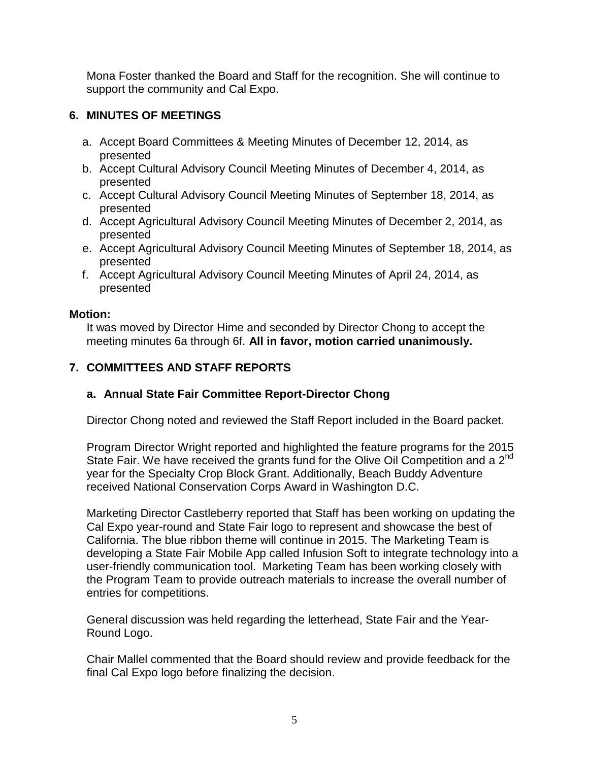Mona Foster thanked the Board and Staff for the recognition. She will continue to support the community and Cal Expo.

## 6. MINUTES OF MEETINGS

a. Accept Board Committees & Meeting Minutes of December 12, 2014, as presented
b. Accept Cultural Advisory Council Meeting Minutes of December 4, 2014, as presented
c. Accept Cultural Advisory Council Meeting Minutes of September 18, 2014, as presented
d. Accept Agricultural Advisory Council Meeting Minutes of December 2, 2014, as presented
e. Accept Agricultural Advisory Council Meeting Minutes of September 18, 2014, as presented
f. Accept Agricultural Advisory Council Meeting Minutes of April 24, 2014, as presented

**Motion:**

It was moved by Director Hime and seconded by Director Chong to accept the meeting minutes 6a through 6f. **All in favor, motion carried unanimously.**

## 7. COMMITTEES AND STAFF REPORTS

### a. Annual State Fair Committee Report-Director Chong

Director Chong noted and reviewed the Staff Report included in the Board packet.

Program Director Wright reported and highlighted the feature programs for the 2015 State Fair. We have received the grants fund for the Olive Oil Competition and a 2nd year for the Specialty Crop Block Grant. Additionally, Beach Buddy Adventure received National Conservation Corps Award in Washington D.C.

Marketing Director Castleberry reported that Staff has been working on updating the Cal Expo year-round and State Fair logo to represent and showcase the best of California. The blue ribbon theme will continue in 2015. The Marketing Team is developing a State Fair Mobile App called Infusion Soft to integrate technology into a user-friendly communication tool. Marketing Team has been working closely with the Program Team to provide outreach materials to increase the overall number of entries for competitions.

General discussion was held regarding the letterhead, State Fair and the Year-Round Logo.

Chair Mallel commented that the Board should review and provide feedback for the final Cal Expo logo before finalizing the decision.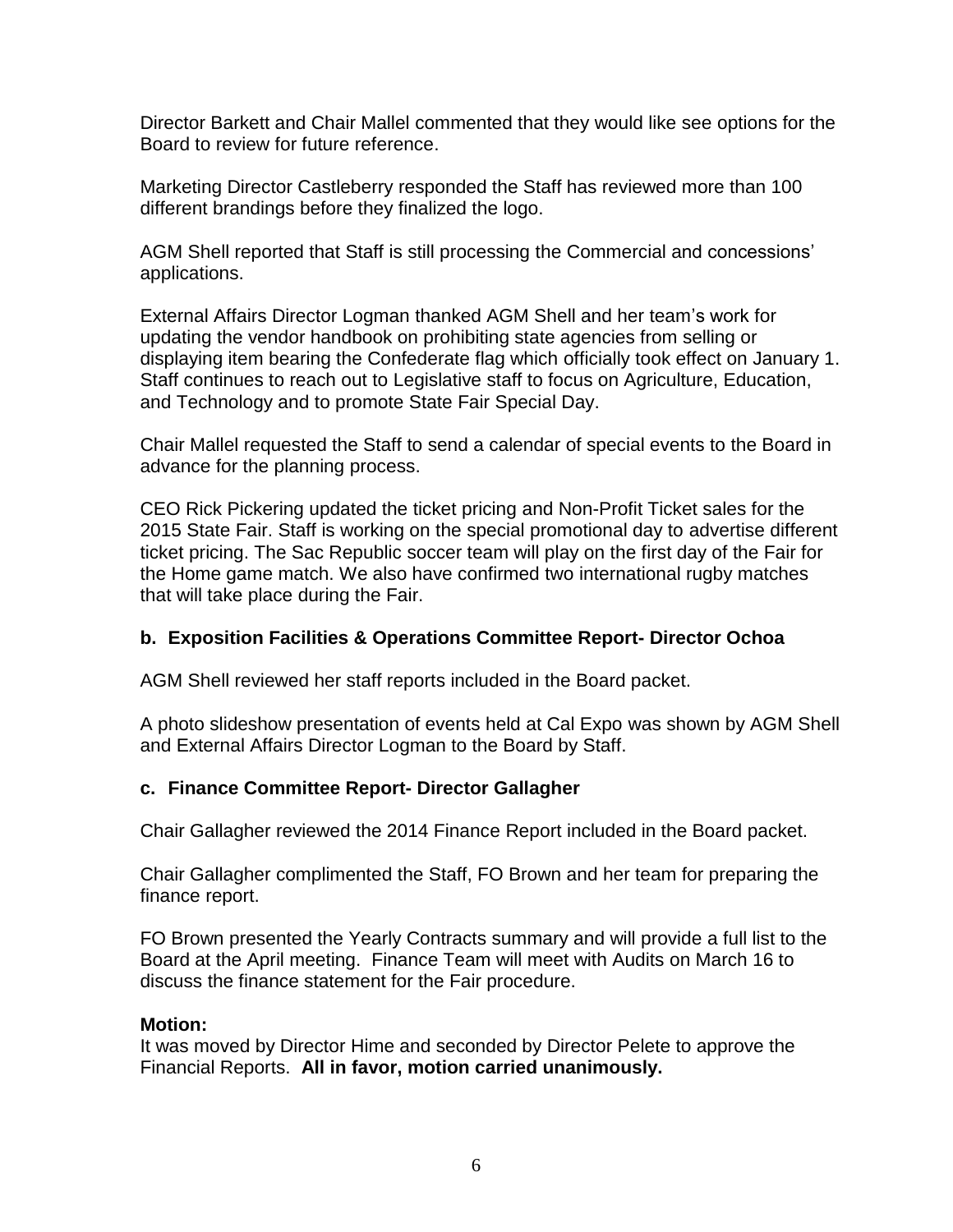Director Barkett and Chair Mallel commented that they would like see options for the Board to review for future reference.

Marketing Director Castleberry responded the Staff has reviewed more than 100 different brandings before they finalized the logo.

AGM Shell reported that Staff is still processing the Commercial and concessions' applications.

External Affairs Director Logman thanked AGM Shell and her team's work for updating the vendor handbook on prohibiting state agencies from selling or displaying item bearing the Confederate flag which officially took effect on January 1. Staff continues to reach out to Legislative staff to focus on Agriculture, Education, and Technology and to promote State Fair Special Day.

Chair Mallel requested the Staff to send a calendar of special events to the Board in advance for the planning process.

CEO Rick Pickering updated the ticket pricing and Non-Profit Ticket sales for the 2015 State Fair. Staff is working on the special promotional day to advertise different ticket pricing. The Sac Republic soccer team will play on the first day of the Fair for the Home game match. We also have confirmed two international rugby matches that will take place during the Fair.

### b. Exposition Facilities & Operations Committee Report- Director Ochoa

AGM Shell reviewed her staff reports included in the Board packet.

A photo slideshow presentation of events held at Cal Expo was shown by AGM Shell and External Affairs Director Logman to the Board by Staff.

### c. Finance Committee Report- Director Gallagher

Chair Gallagher reviewed the 2014 Finance Report included in the Board packet.

Chair Gallagher complimented the Staff, FO Brown and her team for preparing the finance report.

FO Brown presented the Yearly Contracts summary and will provide a full list to the Board at the April meeting. Finance Team will meet with Audits on March 16 to discuss the finance statement for the Fair procedure.

**Motion:**
It was moved by Director Hime and seconded by Director Pelete to approve the Financial Reports. **All in favor, motion carried unanimously.**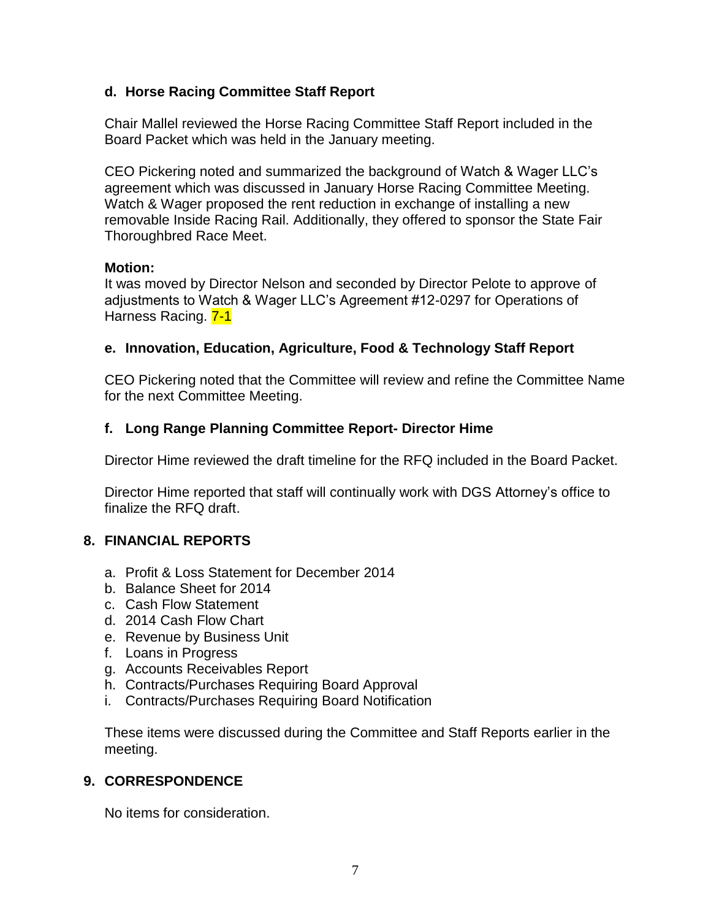**d. Horse Racing Committee Staff Report**

Chair Mallel reviewed the Horse Racing Committee Staff Report included in the Board Packet which was held in the January meeting.

CEO Pickering noted and summarized the background of Watch & Wager LLC's agreement which was discussed in January Horse Racing Committee Meeting. Watch & Wager proposed the rent reduction in exchange of installing a new removable Inside Racing Rail. Additionally, they offered to sponsor the State Fair Thoroughbred Race Meet.

**Motion:**
It was moved by Director Nelson and seconded by Director Pelote to approve of adjustments to Watch & Wager LLC's Agreement #12-0297 for Operations of Harness Racing. 7-1

**e. Innovation, Education, Agriculture, Food & Technology Staff Report**

CEO Pickering noted that the Committee will review and refine the Committee Name for the next Committee Meeting.

**f. Long Range Planning Committee Report- Director Hime**

Director Hime reviewed the draft timeline for the RFQ included in the Board Packet.

Director Hime reported that staff will continually work with DGS Attorney's office to finalize the RFQ draft.

## 8. FINANCIAL REPORTS

a. Profit & Loss Statement for December 2014
b. Balance Sheet for 2014
c. Cash Flow Statement
d. 2014 Cash Flow Chart
e. Revenue by Business Unit
f. Loans in Progress
g. Accounts Receivables Report
h. Contracts/Purchases Requiring Board Approval
i. Contracts/Purchases Requiring Board Notification

These items were discussed during the Committee and Staff Reports earlier in the meeting.

## 9. CORRESPONDENCE

No items for consideration.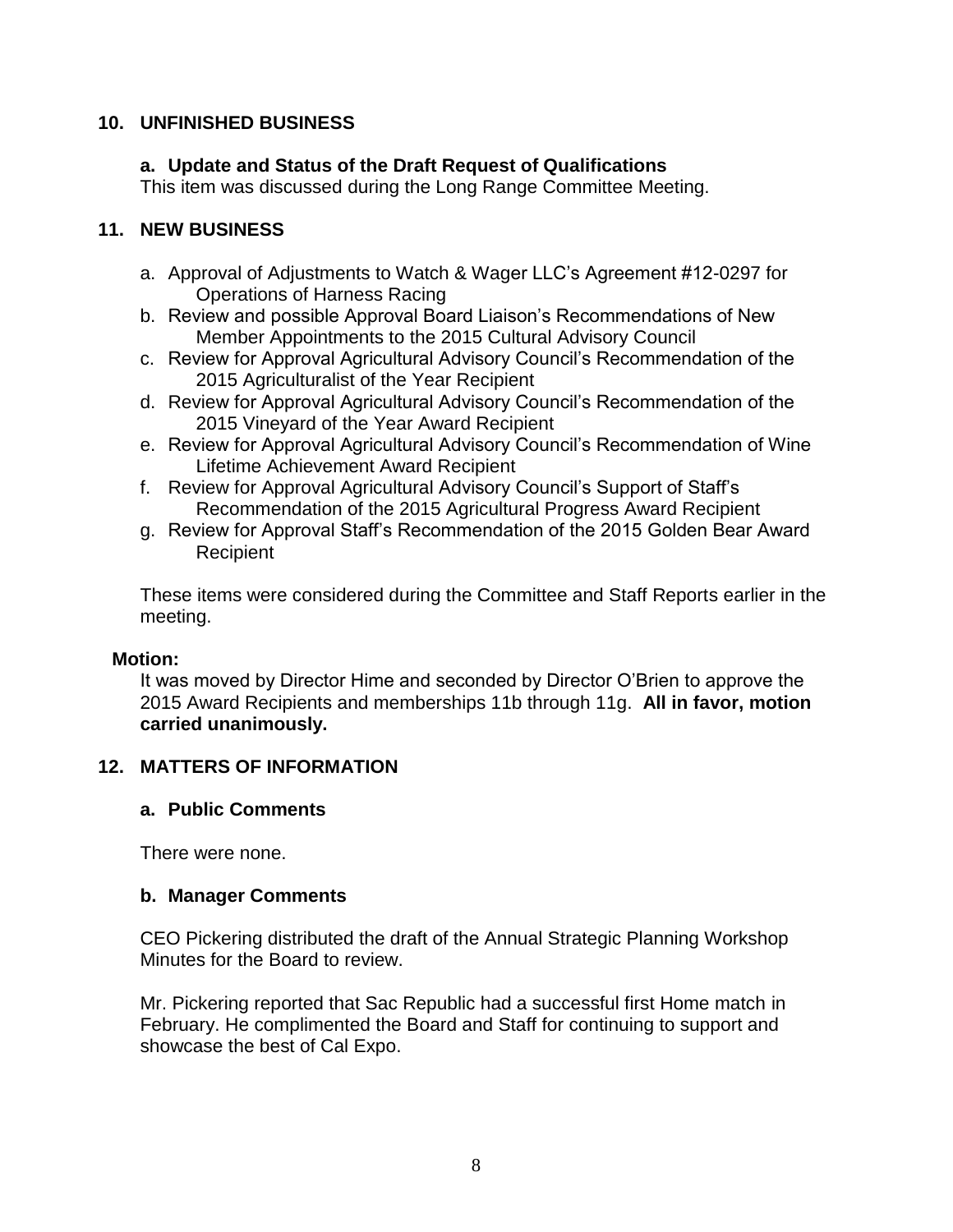## 10. UNFINISHED BUSINESS

### a. Update and Status of the Draft Request of Qualifications

This item was discussed during the Long Range Committee Meeting.

## 11. NEW BUSINESS

a. Approval of Adjustments to Watch & Wager LLC's Agreement #12-0297 for Operations of Harness Racing
b. Review and possible Approval Board Liaison's Recommendations of New Member Appointments to the 2015 Cultural Advisory Council
c. Review for Approval Agricultural Advisory Council's Recommendation of the 2015 Agriculturalist of the Year Recipient
d. Review for Approval Agricultural Advisory Council's Recommendation of the 2015 Vineyard of the Year Award Recipient
e. Review for Approval Agricultural Advisory Council's Recommendation of Wine Lifetime Achievement Award Recipient
f. Review for Approval Agricultural Advisory Council's Support of Staff's Recommendation of the 2015 Agricultural Progress Award Recipient
g. Review for Approval Staff's Recommendation of the 2015 Golden Bear Award Recipient

These items were considered during the Committee and Staff Reports earlier in the meeting.

**Motion:**

It was moved by Director Hime and seconded by Director O'Brien to approve the 2015 Award Recipients and memberships 11b through 11g. **All in favor, motion carried unanimously.**

## 12. MATTERS OF INFORMATION

### a. Public Comments

There were none.

### b. Manager Comments

CEO Pickering distributed the draft of the Annual Strategic Planning Workshop Minutes for the Board to review.

Mr. Pickering reported that Sac Republic had a successful first Home match in February. He complimented the Board and Staff for continuing to support and showcase the best of Cal Expo.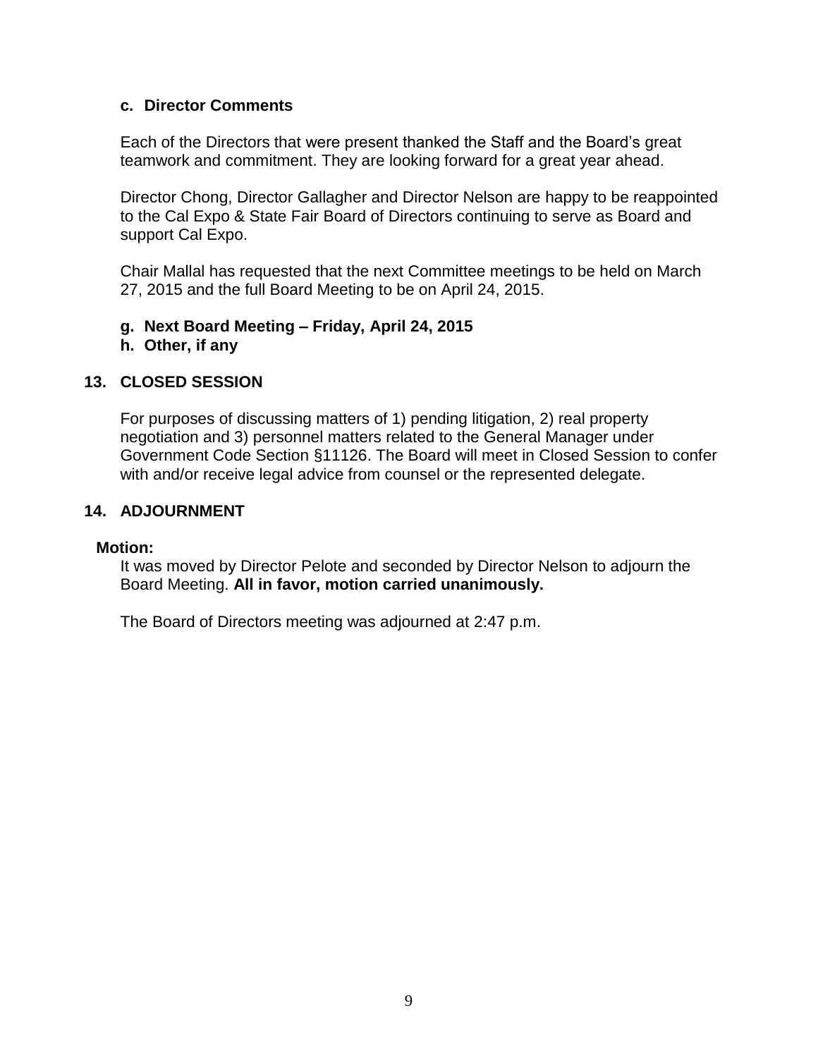**c. Director Comments**

Each of the Directors that were present thanked the Staff and the Board's great teamwork and commitment. They are looking forward for a great year ahead.

Director Chong, Director Gallagher and Director Nelson are happy to be reappointed to the Cal Expo & State Fair Board of Directors continuing to serve as Board and support Cal Expo.

Chair Mallal has requested that the next Committee meetings to be held on March 27, 2015 and the full Board Meeting to be on April 24, 2015.

**g. Next Board Meeting – Friday, April 24, 2015**

**h. Other, if any**

## 13. CLOSED SESSION

For purposes of discussing matters of 1) pending litigation, 2) real property negotiation and 3) personnel matters related to the General Manager under Government Code Section §11126. The Board will meet in Closed Session to confer with and/or receive legal advice from counsel or the represented delegate.

## 14. ADJOURNMENT

**Motion:**

It was moved by Director Pelote and seconded by Director Nelson to adjourn the Board Meeting. **All in favor, motion carried unanimously.**

The Board of Directors meeting was adjourned at 2:47 p.m.